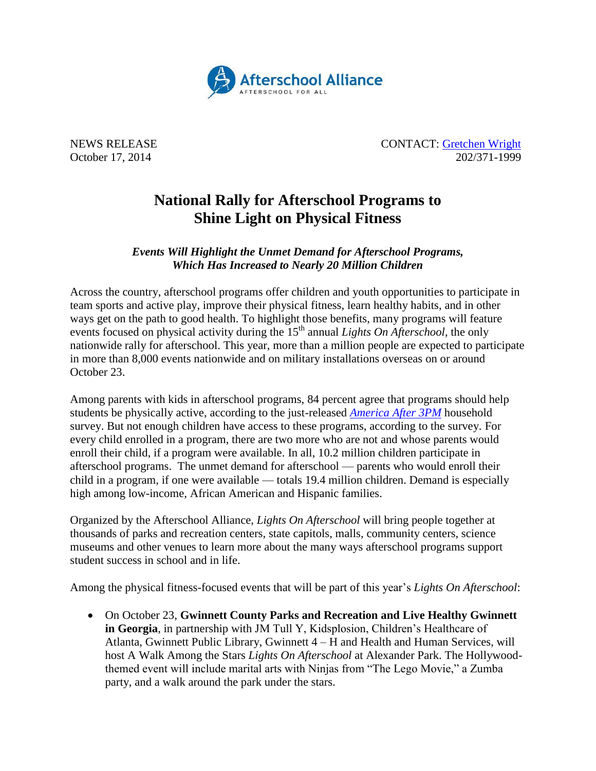Afterschool Alliance

AFTERSCHOOL FOR ALL

NEWS RELEASE
October 17, 2014

CONTACT: Gretchen Wright
202/371-1999

# National Rally for Afterschool Programs to Shine Light on Physical Fitness

***Events Will Highlight the Unmet Demand for Afterschool Programs, Which Has Increased to Nearly 20 Million Children***

Across the country, afterschool programs offer children and youth opportunities to participate in team sports and active play, improve their physical fitness, learn healthy habits, and in other ways get on the path to good health. To highlight those benefits, many programs will feature events focused on physical activity during the 15th annual *Lights On Afterschool*, the only nationwide rally for afterschool. This year, more than a million people are expected to participate in more than 8,000 events nationwide and on military installations overseas on or around October 23.

Among parents with kids in afterschool programs, 84 percent agree that programs should help students be physically active, according to the just-released *America After 3PM* household survey. But not enough children have access to these programs, according to the survey. For every child enrolled in a program, there are two more who are not and whose parents would enroll their child, if a program were available. In all, 10.2 million children participate in afterschool programs. The unmet demand for afterschool — parents who would enroll their child in a program, if one were available — totals 19.4 million children. Demand is especially high among low-income, African American and Hispanic families.

Organized by the Afterschool Alliance, *Lights On Afterschool* will bring people together at thousands of parks and recreation centers, state capitols, malls, community centers, science museums and other venues to learn more about the many ways afterschool programs support student success in school and in life.

Among the physical fitness-focused events that will be part of this year's *Lights On Afterschool*:

- On October 23, **Gwinnett County Parks and Recreation and Live Healthy Gwinnett in Georgia**, in partnership with JM Tull Y, Kidsplosion, Children's Healthcare of Atlanta, Gwinnett Public Library, Gwinnett 4 – H and Health and Human Services, will host A Walk Among the Stars *Lights On Afterschool* at Alexander Park. The Hollywood-themed event will include marital arts with Ninjas from "The Lego Movie," a Zumba party, and a walk around the park under the stars.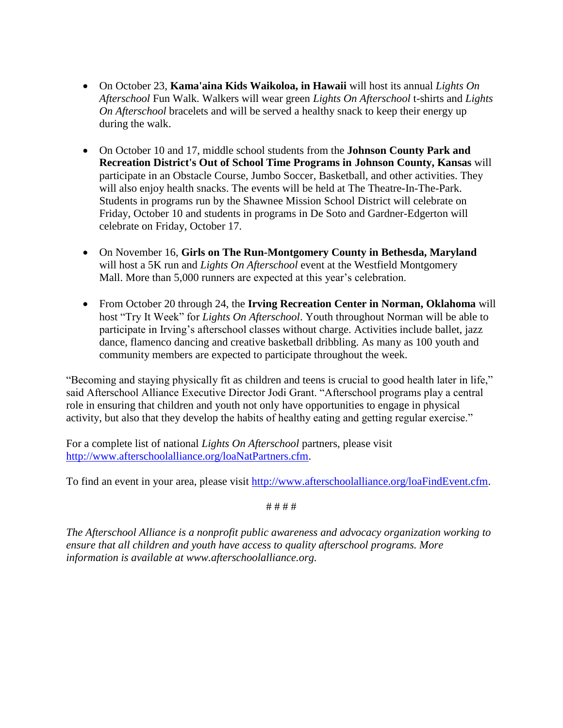- On October 23, **Kama'aina Kids Waikoloa, in Hawaii** will host its annual *Lights On Afterschool* Fun Walk. Walkers will wear green *Lights On Afterschool* t-shirts and *Lights On Afterschool* bracelets and will be served a healthy snack to keep their energy up during the walk.

- On October 10 and 17, middle school students from the **Johnson County Park and Recreation District's Out of School Time Programs in Johnson County, Kansas** will participate in an Obstacle Course, Jumbo Soccer, Basketball, and other activities. They will also enjoy health snacks. The events will be held at The Theatre-In-The-Park. Students in programs run by the Shawnee Mission School District will celebrate on Friday, October 10 and students in programs in De Soto and Gardner-Edgerton will celebrate on Friday, October 17.

- On November 16, **Girls on The Run-Montgomery County in Bethesda, Maryland** will host a 5K run and *Lights On Afterschool* event at the Westfield Montgomery Mall. More than 5,000 runners are expected at this year's celebration.

- From October 20 through 24, the **Irving Recreation Center in Norman, Oklahoma** will host "Try It Week" for *Lights On Afterschool*. Youth throughout Norman will be able to participate in Irving's afterschool classes without charge. Activities include ballet, jazz dance, flamenco dancing and creative basketball dribbling. As many as 100 youth and community members are expected to participate throughout the week.

"Becoming and staying physically fit as children and teens is crucial to good health later in life," said Afterschool Alliance Executive Director Jodi Grant. "Afterschool programs play a central role in ensuring that children and youth not only have opportunities to engage in physical activity, but also that they develop the habits of healthy eating and getting regular exercise."

For a complete list of national *Lights On Afterschool* partners, please visit [http://www.afterschoolalliance.org/loaNatPartners.cfm](http://www.afterschoolalliance.org/loaNatPartners.cfm).

To find an event in your area, please visit [http://www.afterschoolalliance.org/loaFindEvent.cfm](http://www.afterschoolalliance.org/loaFindEvent.cfm).

# # # #

*The Afterschool Alliance is a nonprofit public awareness and advocacy organization working to ensure that all children and youth have access to quality afterschool programs. More information is available at www.afterschoolalliance.org.*